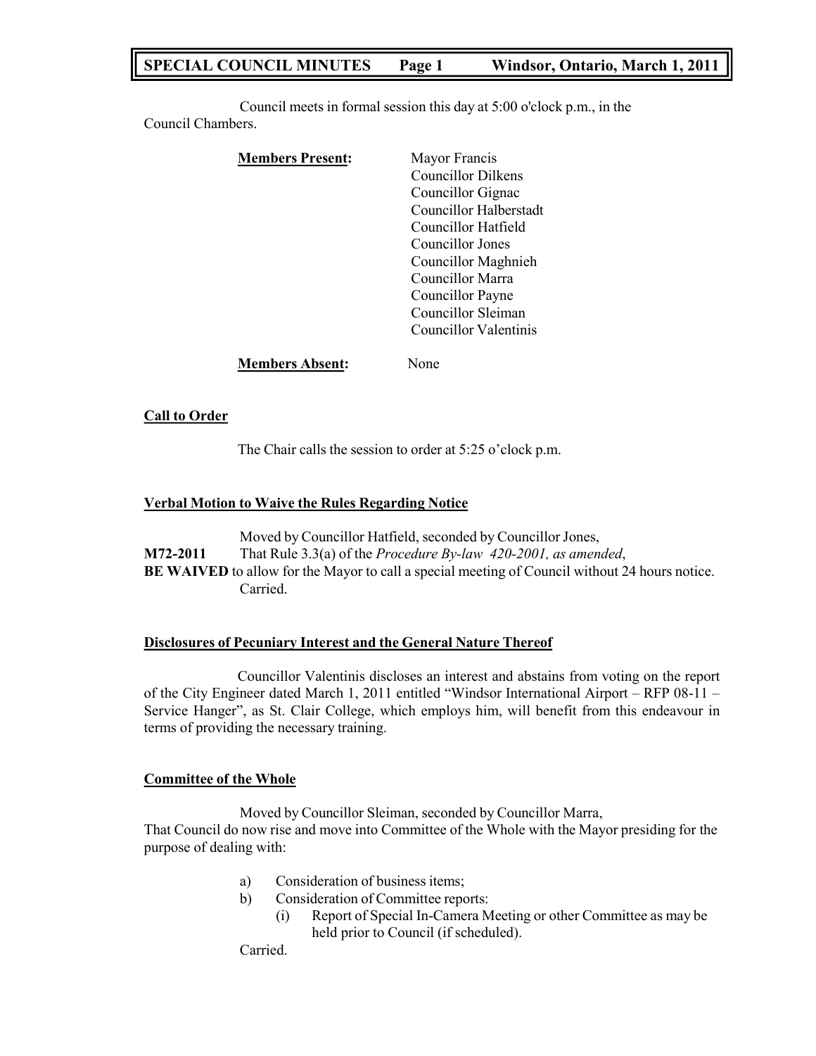Council meets in formal session this day at 5:00 o'clock p.m., in the Council Chambers.

**Members Present:**

Mayor Francis
Councillor Dilkens
Councillor Gignac
Councillor Halberstadt
Councillor Hatfield
Councillor Jones
Councillor Maghnieh
Councillor Marra
Councillor Payne
Councillor Sleiman
Councillor Valentinis

**Members Absent:** None

## Call to Order

The Chair calls the session to order at 5:25 o'clock p.m.

## Verbal Motion to Waive the Rules Regarding Notice

Moved by Councillor Hatfield, seconded by Councillor Jones,

**M72-2011** That Rule 3.3(a) of the *Procedure By-law 420-2001, as amended*, **BE WAIVED** to allow for the Mayor to call a special meeting of Council without 24 hours notice.

Carried.

## Disclosures of Pecuniary Interest and the General Nature Thereof

Councillor Valentinis discloses an interest and abstains from voting on the report of the City Engineer dated March 1, 2011 entitled "Windsor International Airport – RFP 08-11 – Service Hanger", as St. Clair College, which employs him, will benefit from this endeavour in terms of providing the necessary training.

## Committee of the Whole

Moved by Councillor Sleiman, seconded by Councillor Marra,

That Council do now rise and move into Committee of the Whole with the Mayor presiding for the purpose of dealing with:

a) Consideration of business items;
b) Consideration of Committee reports:
   (i) Report of Special In-Camera Meeting or other Committee as may be held prior to Council (if scheduled).

Carried.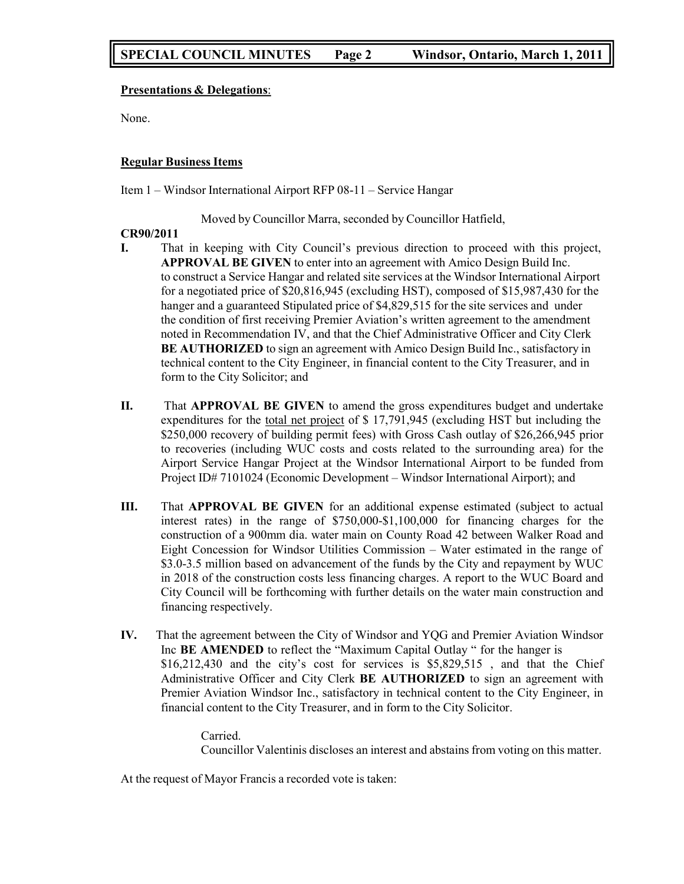**Presentations & Delegations**:

None.

**Regular Business Items**

Item 1 – Windsor International Airport RFP 08-11 – Service Hangar

Moved by Councillor Marra, seconded by Councillor Hatfield,

**CR90/2011**

**I.** That in keeping with City Council's previous direction to proceed with this project, **APPROVAL BE GIVEN** to enter into an agreement with Amico Design Build Inc. to construct a Service Hangar and related site services at the Windsor International Airport for a negotiated price of $20,816,945 (excluding HST), composed of $15,987,430 for the hanger and a guaranteed Stipulated price of $4,829,515 for the site services and under the condition of first receiving Premier Aviation's written agreement to the amendment noted in Recommendation IV, and that the Chief Administrative Officer and City Clerk **BE AUTHORIZED** to sign an agreement with Amico Design Build Inc., satisfactory in technical content to the City Engineer, in financial content to the City Treasurer, and in form to the City Solicitor; and

**II.** That **APPROVAL BE GIVEN** to amend the gross expenditures budget and undertake expenditures for the total net project of $ 17,791,945 (excluding HST but including the $250,000 recovery of building permit fees) with Gross Cash outlay of $26,266,945 prior to recoveries (including WUC costs and costs related to the surrounding area) for the Airport Service Hangar Project at the Windsor International Airport to be funded from Project ID# 7101024 (Economic Development – Windsor International Airport); and

**III.** That **APPROVAL BE GIVEN** for an additional expense estimated (subject to actual interest rates) in the range of $750,000-$1,100,000 for financing charges for the construction of a 900mm dia. water main on County Road 42 between Walker Road and Eight Concession for Windsor Utilities Commission – Water estimated in the range of $3.0-3.5 million based on advancement of the funds by the City and repayment by WUC in 2018 of the construction costs less financing charges. A report to the WUC Board and City Council will be forthcoming with further details on the water main construction and financing respectively.

**IV.** That the agreement between the City of Windsor and YQG and Premier Aviation Windsor Inc **BE AMENDED** to reflect the "Maximum Capital Outlay " for the hanger is $16,212,430 and the city's cost for services is $5,829,515 , and that the Chief Administrative Officer and City Clerk **BE AUTHORIZED** to sign an agreement with Premier Aviation Windsor Inc., satisfactory in technical content to the City Engineer, in financial content to the City Treasurer, and in form to the City Solicitor.

Carried.

Councillor Valentinis discloses an interest and abstains from voting on this matter.

At the request of Mayor Francis a recorded vote is taken: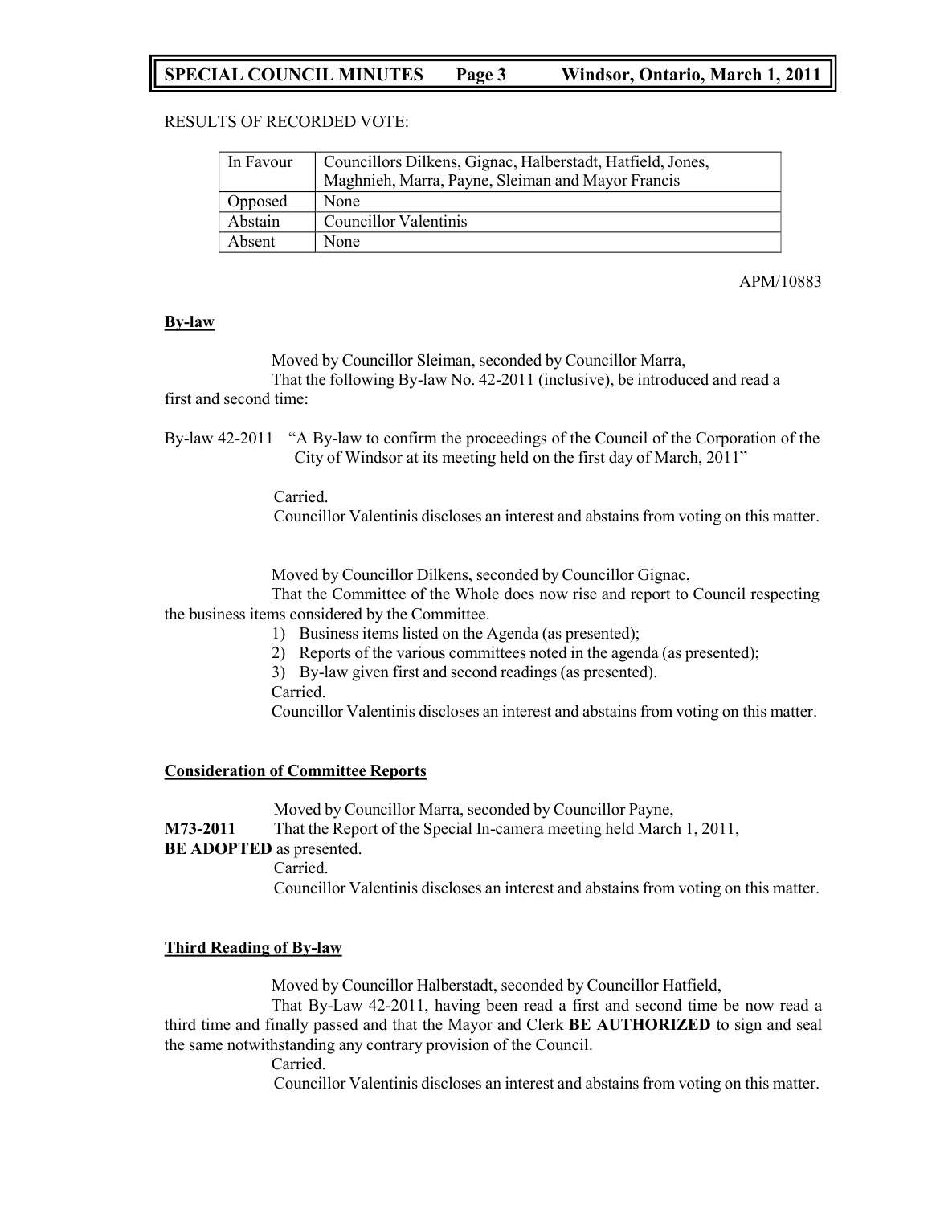RESULTS OF RECORDED VOTE:

| | |
|---|---|
| In Favour | Councillors Dilkens, Gignac, Halberstadt, Hatfield, Jones, Maghnieh, Marra, Payne, Sleiman and Mayor Francis |
| Opposed | None |
| Abstain | Councillor Valentinis |
| Absent | None |

APM/10883

**By-law**

Moved by Councillor Sleiman, seconded by Councillor Marra,
That the following By-law No. 42-2011 (inclusive), be introduced and read a first and second time:

By-law 42-2011 "A By-law to confirm the proceedings of the Council of the Corporation of the City of Windsor at its meeting held on the first day of March, 2011"

Carried.
Councillor Valentinis discloses an interest and abstains from voting on this matter.

Moved by Councillor Dilkens, seconded by Councillor Gignac,
That the Committee of the Whole does now rise and report to Council respecting the business items considered by the Committee.

1) Business items listed on the Agenda (as presented);
2) Reports of the various committees noted in the agenda (as presented);
3) By-law given first and second readings (as presented).

Carried.
Councillor Valentinis discloses an interest and abstains from voting on this matter.

**Consideration of Committee Reports**

Moved by Councillor Marra, seconded by Councillor Payne,
**M73-2011** That the Report of the Special In-camera meeting held March 1, 2011, **BE ADOPTED** as presented.
Carried.
Councillor Valentinis discloses an interest and abstains from voting on this matter.

**Third Reading of By-law**

Moved by Councillor Halberstadt, seconded by Councillor Hatfield,
That By-Law 42-2011, having been read a first and second time be now read a third time and finally passed and that the Mayor and Clerk **BE AUTHORIZED** to sign and seal the same notwithstanding any contrary provision of the Council.
Carried.
Councillor Valentinis discloses an interest and abstains from voting on this matter.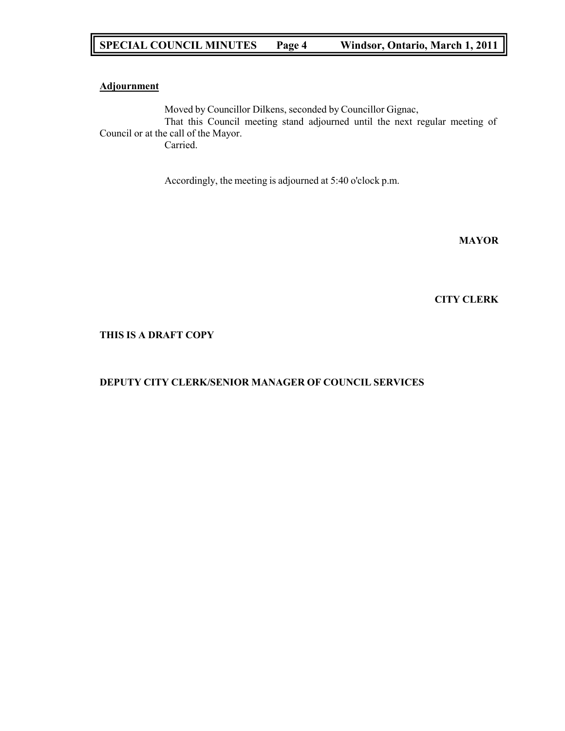**Adjournment**

Moved by Councillor Dilkens, seconded by Councillor Gignac,

That this Council meeting stand adjourned until the next regular meeting of Council or at the call of the Mayor.

Carried.

Accordingly, the meeting is adjourned at 5:40 o'clock p.m.

**MAYOR**

**CITY CLERK**

**THIS IS A DRAFT COPY**

**DEPUTY CITY CLERK/SENIOR MANAGER OF COUNCIL SERVICES**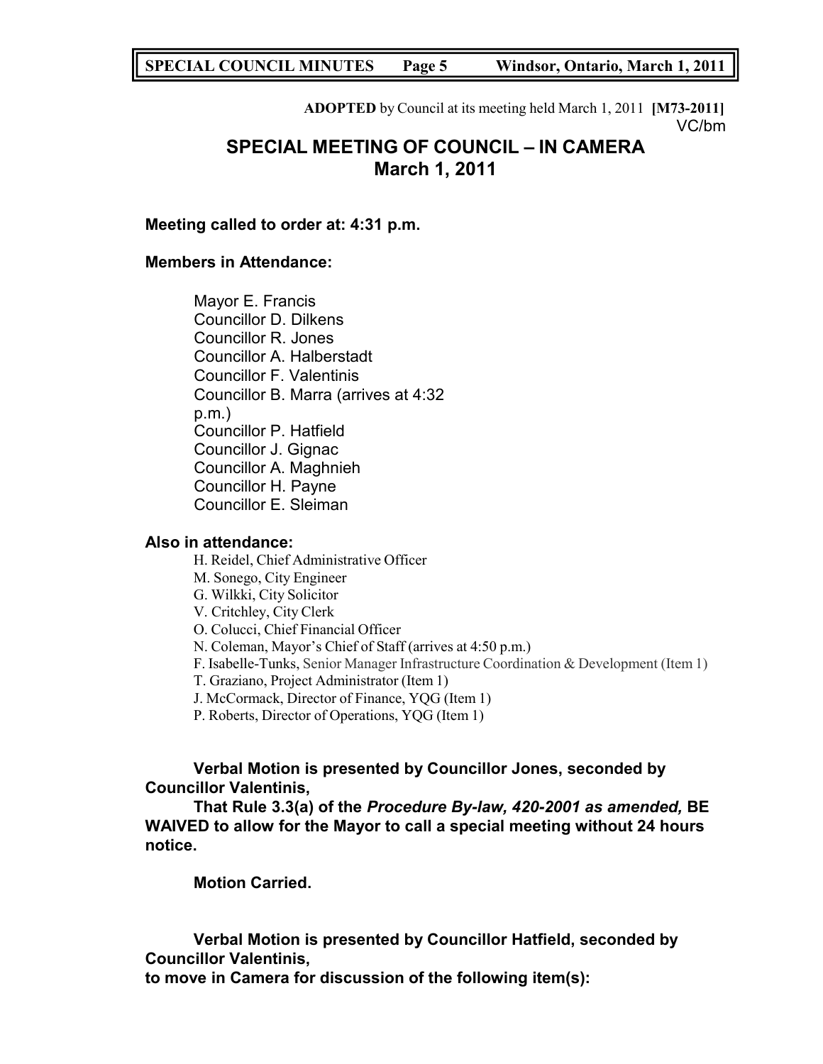**ADOPTED** by Council at its meeting held March 1, 2011 **[M73-2011]**
VC/bm

# SPECIAL MEETING OF COUNCIL – IN CAMERA
## March 1, 2011

**Meeting called to order at: 4:31 p.m.**

**Members in Attendance:**

Mayor E. Francis
Councillor D. Dilkens
Councillor R. Jones
Councillor A. Halberstadt
Councillor F. Valentinis
Councillor B. Marra (arrives at 4:32 p.m.)
Councillor P. Hatfield
Councillor J. Gignac
Councillor A. Maghnieh
Councillor H. Payne
Councillor E. Sleiman

**Also in attendance:**

H. Reidel, Chief Administrative Officer
M. Sonego, City Engineer
G. Wilkki, City Solicitor
V. Critchley, City Clerk
O. Colucci, Chief Financial Officer
N. Coleman, Mayor's Chief of Staff (arrives at 4:50 p.m.)
F. Isabelle-Tunks, Senior Manager Infrastructure Coordination & Development (Item 1)
T. Graziano, Project Administrator (Item 1)
J. McCormack, Director of Finance, YQG (Item 1)
P. Roberts, Director of Operations, YQG (Item 1)

**Verbal Motion is presented by Councillor Jones, seconded by Councillor Valentinis,**

**That Rule 3.3(a) of the *Procedure By-law, 420-2001 as amended,* BE WAIVED to allow for the Mayor to call a special meeting without 24 hours notice.**

**Motion Carried.**

**Verbal Motion is presented by Councillor Hatfield, seconded by Councillor Valentinis,**
**to move in Camera for discussion of the following item(s):**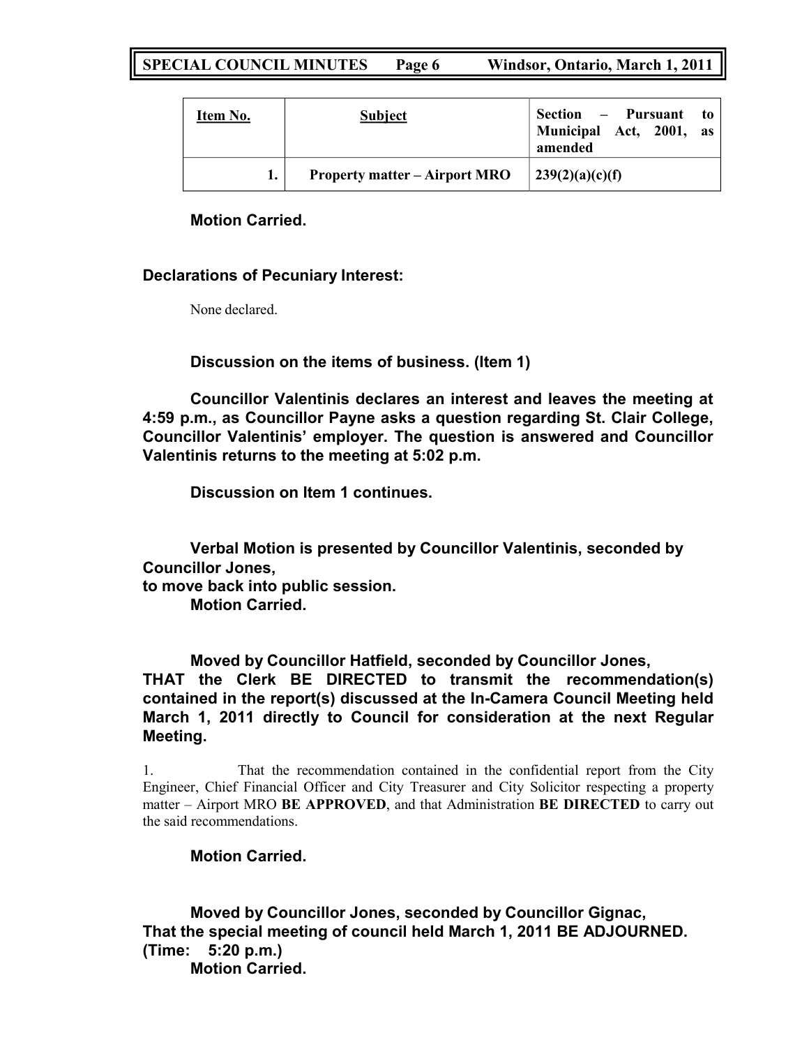| Item No. | Subject | Section – Pursuant to Municipal Act, 2001, as amended |
|---|---|---|
| 1. | **Property matter – Airport MRO** | **239(2)(a)(c)(f)** |

**Motion Carried.**

**Declarations of Pecuniary Interest:**

None declared.

**Discussion on the items of business. (Item 1)**

**Councillor Valentinis declares an interest and leaves the meeting at 4:59 p.m., as Councillor Payne asks a question regarding St. Clair College, Councillor Valentinis' employer. The question is answered and Councillor Valentinis returns to the meeting at 5:02 p.m.**

**Discussion on Item 1 continues.**

**Verbal Motion is presented by Councillor Valentinis, seconded by Councillor Jones,**
**to move back into public session.**
**Motion Carried.**

**Moved by Councillor Hatfield, seconded by Councillor Jones,**
**THAT the Clerk BE DIRECTED to transmit the recommendation(s) contained in the report(s) discussed at the In-Camera Council Meeting held March 1, 2011 directly to Council for consideration at the next Regular Meeting.**

1. That the recommendation contained in the confidential report from the City Engineer, Chief Financial Officer and City Treasurer and City Solicitor respecting a property matter – Airport MRO **BE APPROVED**, and that Administration **BE DIRECTED** to carry out the said recommendations.

**Motion Carried.**

**Moved by Councillor Jones, seconded by Councillor Gignac,**
**That the special meeting of council held March 1, 2011 BE ADJOURNED.**
**(Time: 5:20 p.m.)**
**Motion Carried.**